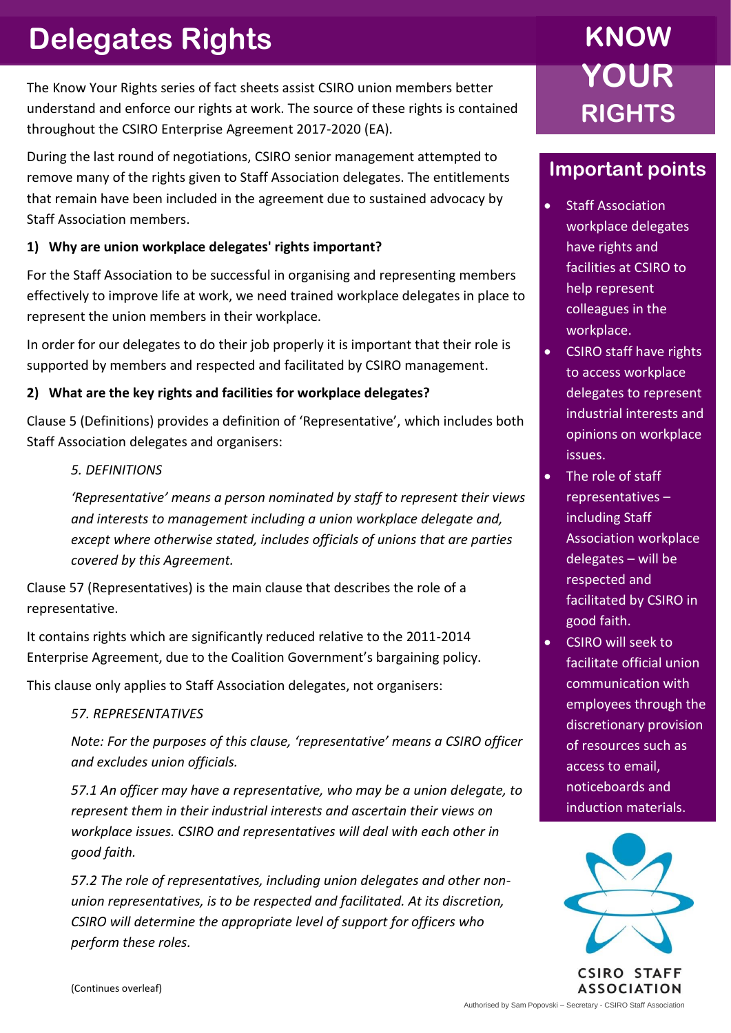# Delegates Rights

The Know Your Rights series of fact sheets assist CSIRO union members better understand and enforce our rights at work. The source of these rights is contained throughout the CSIRO Enterprise Agreement 2017-2020 (EA).

During the last round of negotiations, CSIRO senior management attempted to remove many of the rights given to Staff Association delegates. The entitlements that remain have been included in the agreement due to sustained advocacy by Staff Association members.

**1) Why are union workplace delegates' rights important?**

For the Staff Association to be successful in organising and representing members effectively to improve life at work, we need trained workplace delegates in place to represent the union members in their workplace.

In order for our delegates to do their job properly it is important that their role is supported by members and respected and facilitated by CSIRO management.

**2) What are the key rights and facilities for workplace delegates?**

Clause 5 (Definitions) provides a definition of 'Representative', which includes both Staff Association delegates and organisers:

> *5. DEFINITIONS*
>
> *'Representative' means a person nominated by staff to represent their views and interests to management including a union workplace delegate and, except where otherwise stated, includes officials of unions that are parties covered by this Agreement.*

Clause 57 (Representatives) is the main clause that describes the role of a representative.

It contains rights which are significantly reduced relative to the 2011-2014 Enterprise Agreement, due to the Coalition Government's bargaining policy.

This clause only applies to Staff Association delegates, not organisers:

> *57. REPRESENTATIVES*
>
> *Note: For the purposes of this clause, 'representative' means a CSIRO officer and excludes union officials.*
>
> *57.1 An officer may have a representative, who may be a union delegate, to represent them in their industrial interests and ascertain their views on workplace issues. CSIRO and representatives will deal with each other in good faith.*
>
> *57.2 The role of representatives, including union delegates and other non-union representatives, is to be respected and facilitated. At its discretion, CSIRO will determine the appropriate level of support for officers who perform these roles.*

(Continues overleaf)

## KNOW YOUR RIGHTS

## Important points

- Staff Association workplace delegates have rights and facilities at CSIRO to help represent colleagues in the workplace.
- CSIRO staff have rights to access workplace delegates to represent industrial interests and opinions on workplace issues.
- The role of staff representatives – including Staff Association workplace delegates – will be respected and facilitated by CSIRO in good faith.
- CSIRO will seek to facilitate official union communication with employees through the discretionary provision of resources such as access to email, noticeboards and induction materials.

CSIRO STAFF ASSOCIATION

Authorised by Sam Popovski – Secretary - CSIRO Staff Association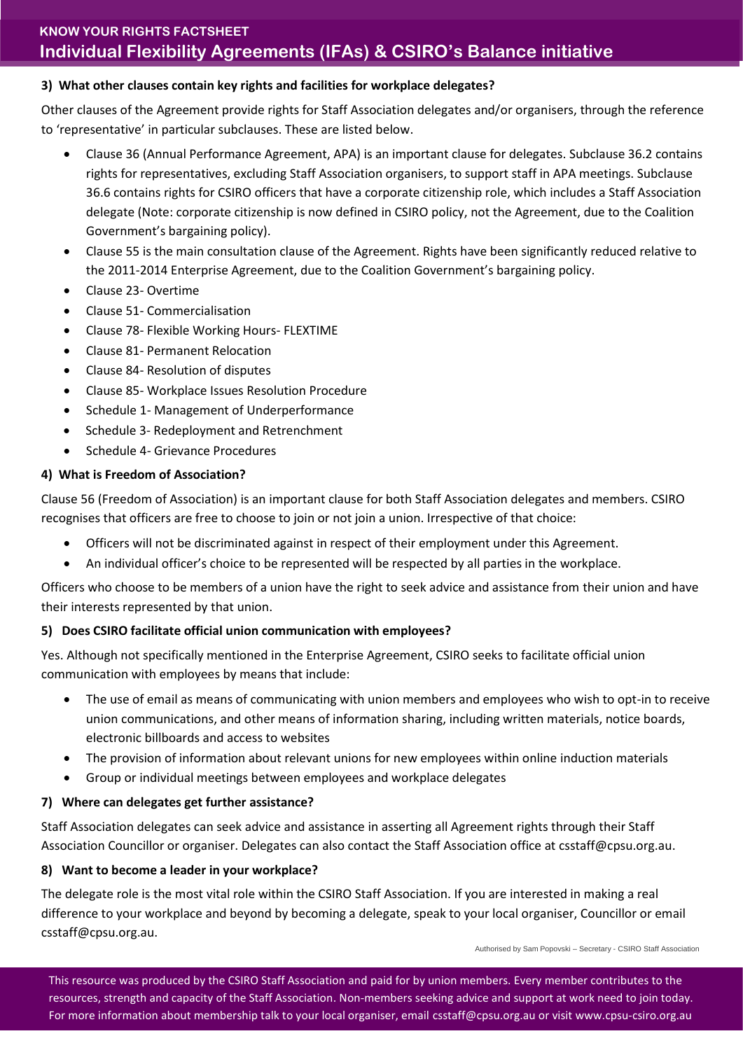### 3) What other clauses contain key rights and facilities for workplace delegates?

Other clauses of the Agreement provide rights for Staff Association delegates and/or organisers, through the reference to 'representative' in particular subclauses. These are listed below.

- Clause 36 (Annual Performance Agreement, APA) is an important clause for delegates. Subclause 36.2 contains rights for representatives, excluding Staff Association organisers, to support staff in APA meetings. Subclause 36.6 contains rights for CSIRO officers that have a corporate citizenship role, which includes a Staff Association delegate (Note: corporate citizenship is now defined in CSIRO policy, not the Agreement, due to the Coalition Government's bargaining policy).
- Clause 55 is the main consultation clause of the Agreement. Rights have been significantly reduced relative to the 2011-2014 Enterprise Agreement, due to the Coalition Government's bargaining policy.
- Clause 23- Overtime
- Clause 51- Commercialisation
- Clause 78- Flexible Working Hours- FLEXTIME
- Clause 81- Permanent Relocation
- Clause 84- Resolution of disputes
- Clause 85- Workplace Issues Resolution Procedure
- Schedule 1- Management of Underperformance
- Schedule 3- Redeployment and Retrenchment
- Schedule 4- Grievance Procedures

### 4) What is Freedom of Association?

Clause 56 (Freedom of Association) is an important clause for both Staff Association delegates and members. CSIRO recognises that officers are free to choose to join or not join a union. Irrespective of that choice:

- Officers will not be discriminated against in respect of their employment under this Agreement.
- An individual officer's choice to be represented will be respected by all parties in the workplace.

Officers who choose to be members of a union have the right to seek advice and assistance from their union and have their interests represented by that union.

### 5) Does CSIRO facilitate official union communication with employees?

Yes. Although not specifically mentioned in the Enterprise Agreement, CSIRO seeks to facilitate official union communication with employees by means that include:

- The use of email as means of communicating with union members and employees who wish to opt-in to receive union communications, and other means of information sharing, including written materials, notice boards, electronic billboards and access to websites
- The provision of information about relevant unions for new employees within online induction materials
- Group or individual meetings between employees and workplace delegates

### 7) Where can delegates get further assistance?

Staff Association delegates can seek advice and assistance in asserting all Agreement rights through their Staff Association Councillor or organiser. Delegates can also contact the Staff Association office at csstaff@cpsu.org.au.

### 8) Want to become a leader in your workplace?

The delegate role is the most vital role within the CSIRO Staff Association. If you are interested in making a real difference to your workplace and beyond by becoming a delegate, speak to your local organiser, Councillor or email csstaff@cpsu.org.au.

Authorised by Sam Popovski – Secretary - CSIRO Staff Association

This resource was produced by the CSIRO Staff Association and paid for by union members. Every member contributes to the resources, strength and capacity of the Staff Association. Non-members seeking advice and support at work need to join today. For more information about membership talk to your local organiser, email csstaff@cpsu.org.au or visit www.cpsu-csiro.org.au